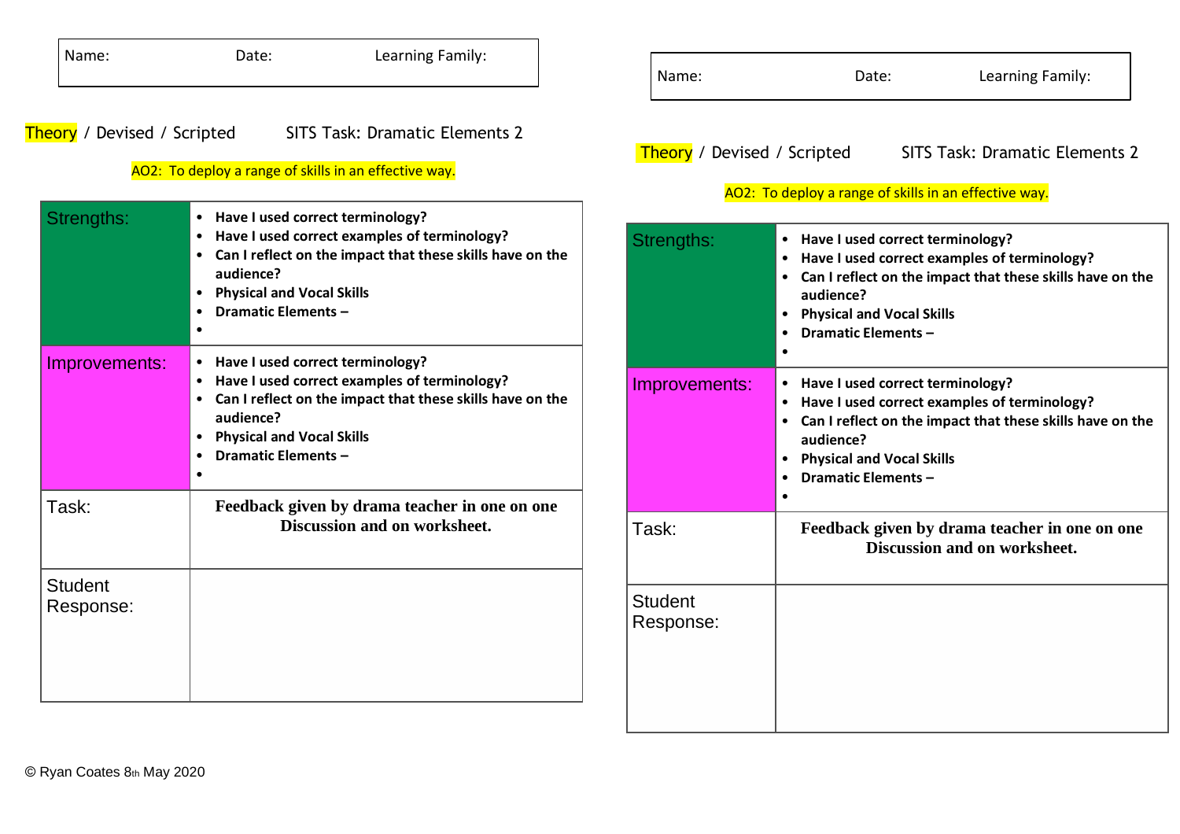| Name: | Date: | Learning Family: |
|---|---|---|

Theory / Devised / Scripted SITS Task: Dramatic Elements 2

AO2: To deploy a range of skills in an effective way.

| | |
|---|---|
| Strengths: | • **Have I used correct terminology?**<br>• **Have I used correct examples of terminology?**<br>• **Can I reflect on the impact that these skills have on the audience?**<br>• **Physical and Vocal Skills**<br>• **Dramatic Elements –**<br>• |
| Improvements: | • **Have I used correct terminology?**<br>• **Have I used correct examples of terminology?**<br>• **Can I reflect on the impact that these skills have on the audience?**<br>• **Physical and Vocal Skills**<br>• **Dramatic Elements –**<br>• |
| Task: | **Feedback given by drama teacher in one on one Discussion and on worksheet.** |
| Student Response: | |

| Name: | Date: | Learning Family: |
|---|---|---|

Theory / Devised / Scripted SITS Task: Dramatic Elements 2

AO2: To deploy a range of skills in an effective way.

| | |
|---|---|
| Strengths: | • **Have I used correct terminology?**<br>• **Have I used correct examples of terminology?**<br>• **Can I reflect on the impact that these skills have on the audience?**<br>• **Physical and Vocal Skills**<br>• **Dramatic Elements –**<br>• |
| Improvements: | • **Have I used correct terminology?**<br>• **Have I used correct examples of terminology?**<br>• **Can I reflect on the impact that these skills have on the audience?**<br>• **Physical and Vocal Skills**<br>• **Dramatic Elements –**<br>• |
| Task: | **Feedback given by drama teacher in one on one Discussion and on worksheet.** |
| Student Response: | |

© Ryan Coates 8th May 2020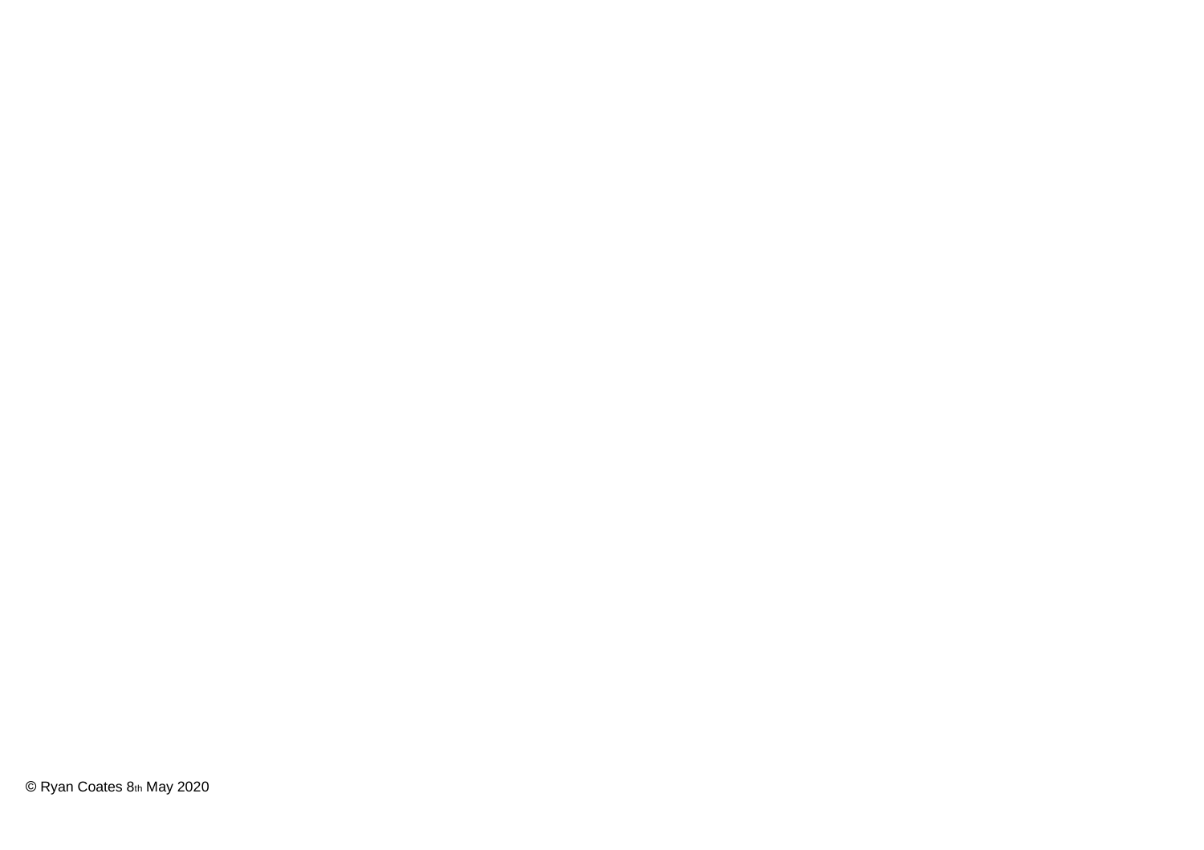© Ryan Coates 8th May 2020